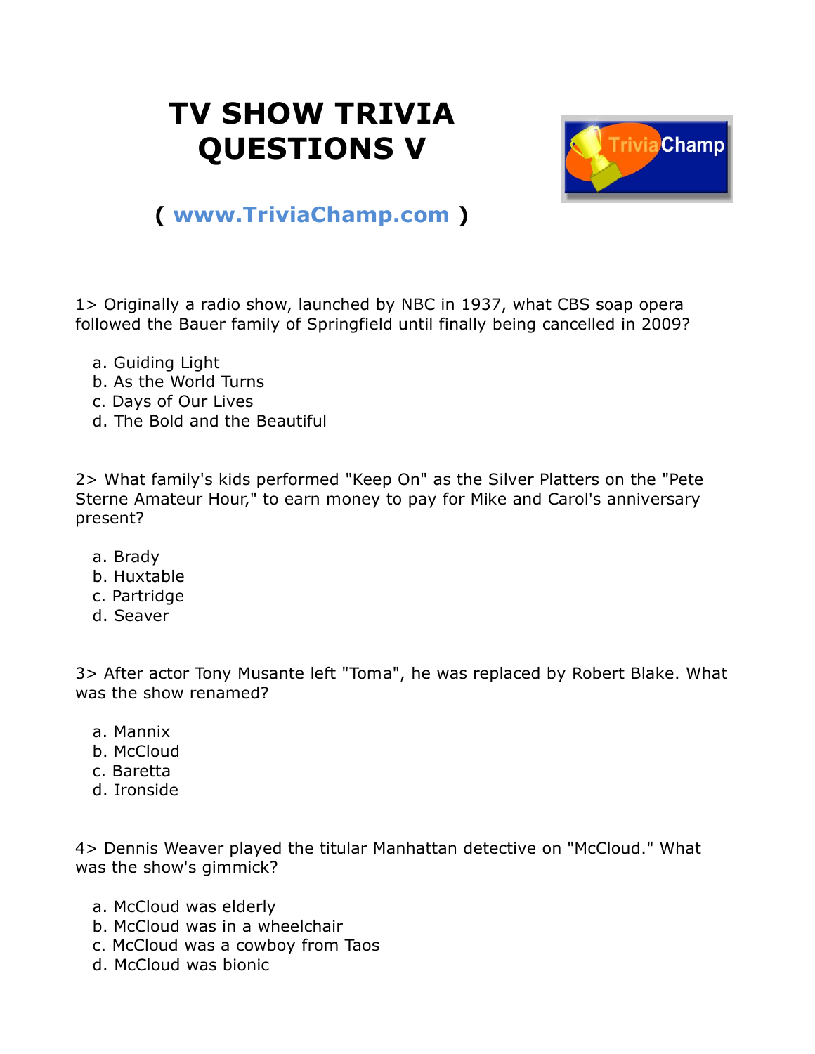# TV SHOW TRIVIA QUESTIONS V

( www.TriviaChamp.com )

1> Originally a radio show, launched by NBC in 1937, what CBS soap opera followed the Bauer family of Springfield until finally being cancelled in 2009?

a. Guiding Light
b. As the World Turns
c. Days of Our Lives
d. The Bold and the Beautiful

2> What family's kids performed "Keep On" as the Silver Platters on the "Pete Sterne Amateur Hour," to earn money to pay for Mike and Carol's anniversary present?

a. Brady
b. Huxtable
c. Partridge
d. Seaver

3> After actor Tony Musante left "Toma", he was replaced by Robert Blake. What was the show renamed?

a. Mannix
b. McCloud
c. Baretta
d. Ironside

4> Dennis Weaver played the titular Manhattan detective on "McCloud." What was the show's gimmick?

a. McCloud was elderly
b. McCloud was in a wheelchair
c. McCloud was a cowboy from Taos
d. McCloud was bionic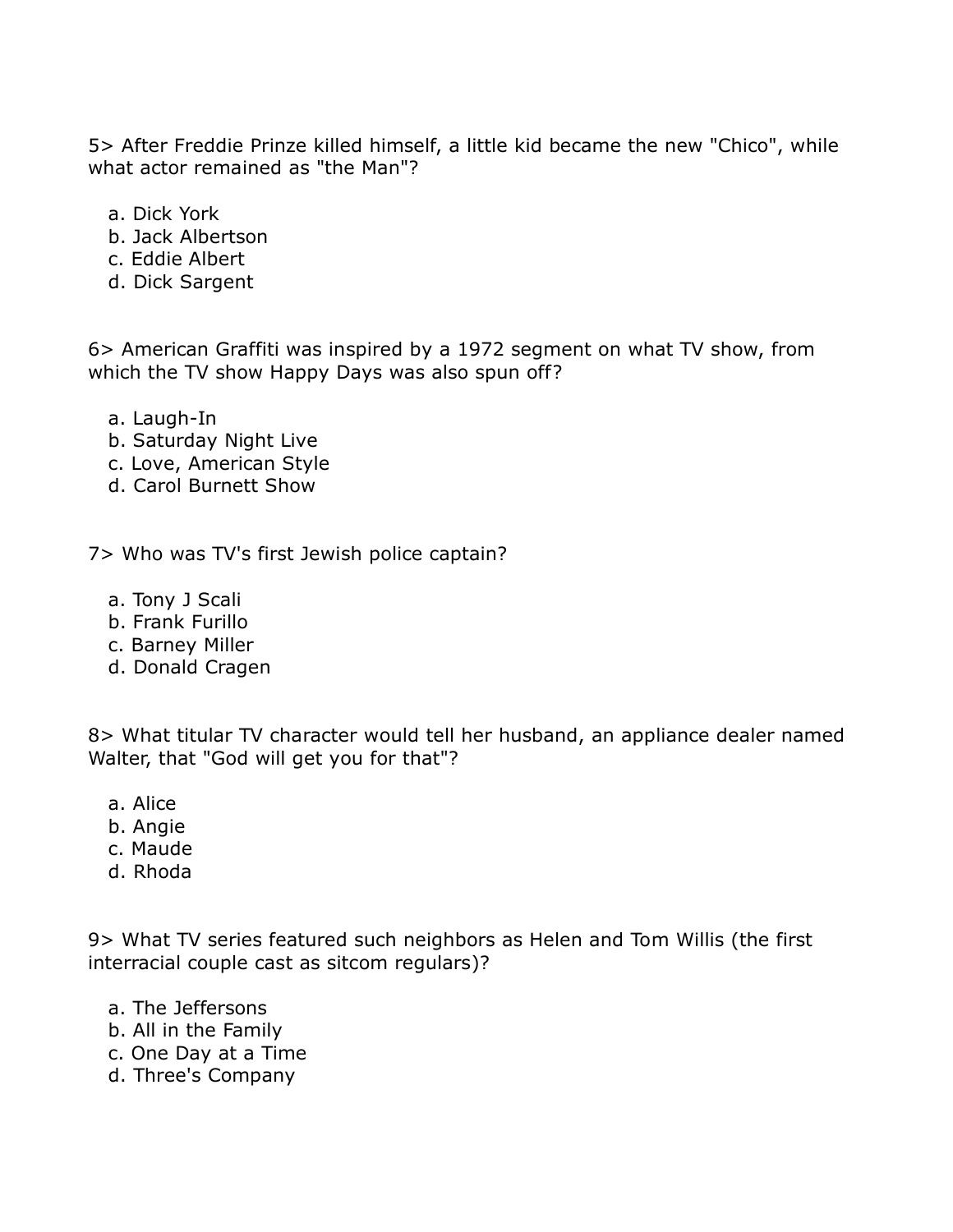5> After Freddie Prinze killed himself, a little kid became the new "Chico", while what actor remained as "the Man"?

a. Dick York
b. Jack Albertson
c. Eddie Albert
d. Dick Sargent

6> American Graffiti was inspired by a 1972 segment on what TV show, from which the TV show Happy Days was also spun off?

a. Laugh-In
b. Saturday Night Live
c. Love, American Style
d. Carol Burnett Show

7> Who was TV's first Jewish police captain?

a. Tony J Scali
b. Frank Furillo
c. Barney Miller
d. Donald Cragen

8> What titular TV character would tell her husband, an appliance dealer named Walter, that "God will get you for that"?

a. Alice
b. Angie
c. Maude
d. Rhoda

9> What TV series featured such neighbors as Helen and Tom Willis (the first interracial couple cast as sitcom regulars)?

a. The Jeffersons
b. All in the Family
c. One Day at a Time
d. Three's Company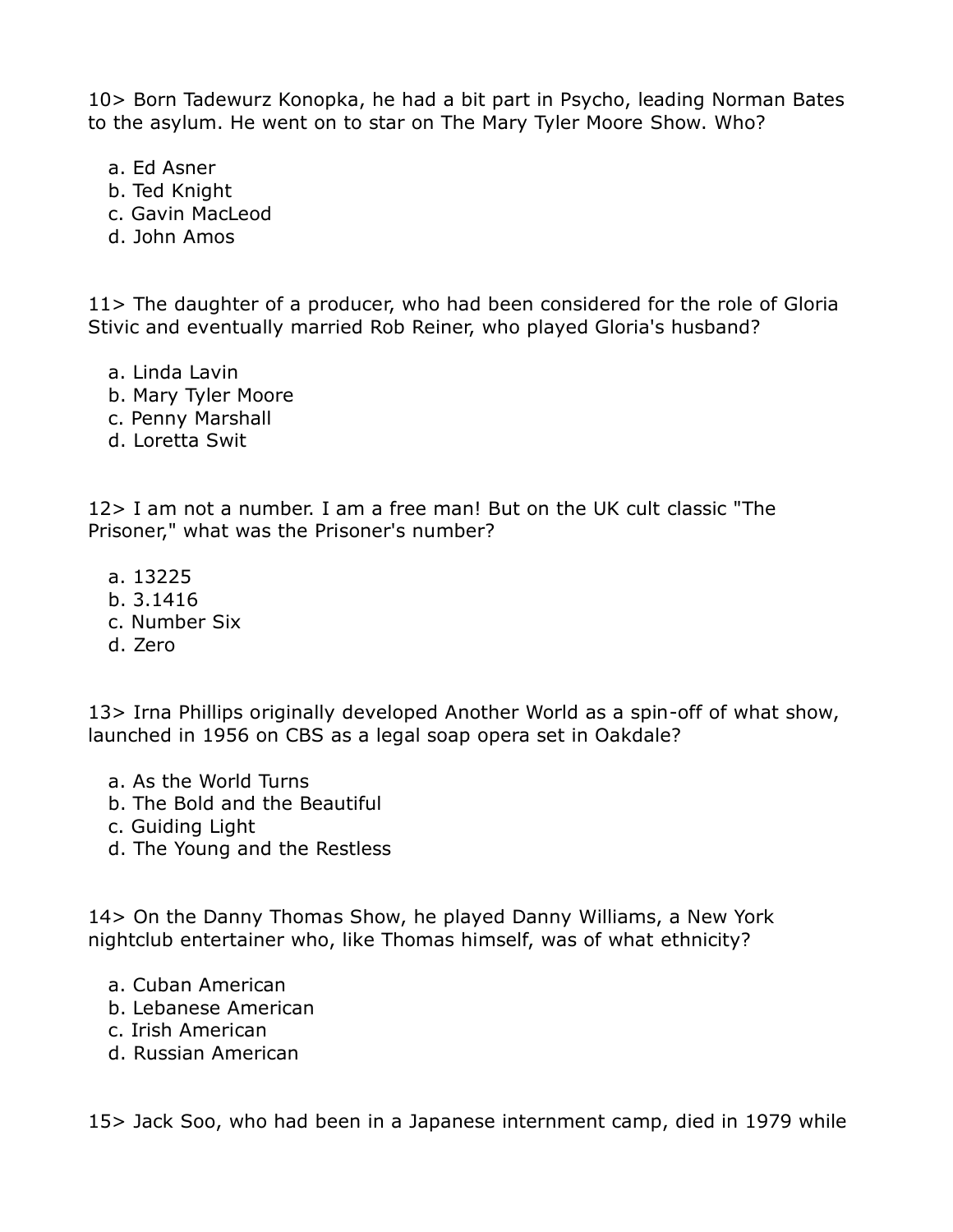10> Born Tadewurz Konopka, he had a bit part in Psycho, leading Norman Bates to the asylum. He went on to star on The Mary Tyler Moore Show. Who?

a. Ed Asner
b. Ted Knight
c. Gavin MacLeod
d. John Amos

11> The daughter of a producer, who had been considered for the role of Gloria Stivic and eventually married Rob Reiner, who played Gloria's husband?

a. Linda Lavin
b. Mary Tyler Moore
c. Penny Marshall
d. Loretta Swit

12> I am not a number. I am a free man! But on the UK cult classic "The Prisoner," what was the Prisoner's number?

a. 13225
b. 3.1416
c. Number Six
d. Zero

13> Irna Phillips originally developed Another World as a spin-off of what show, launched in 1956 on CBS as a legal soap opera set in Oakdale?

a. As the World Turns
b. The Bold and the Beautiful
c. Guiding Light
d. The Young and the Restless

14> On the Danny Thomas Show, he played Danny Williams, a New York nightclub entertainer who, like Thomas himself, was of what ethnicity?

a. Cuban American
b. Lebanese American
c. Irish American
d. Russian American

15> Jack Soo, who had been in a Japanese internment camp, died in 1979 while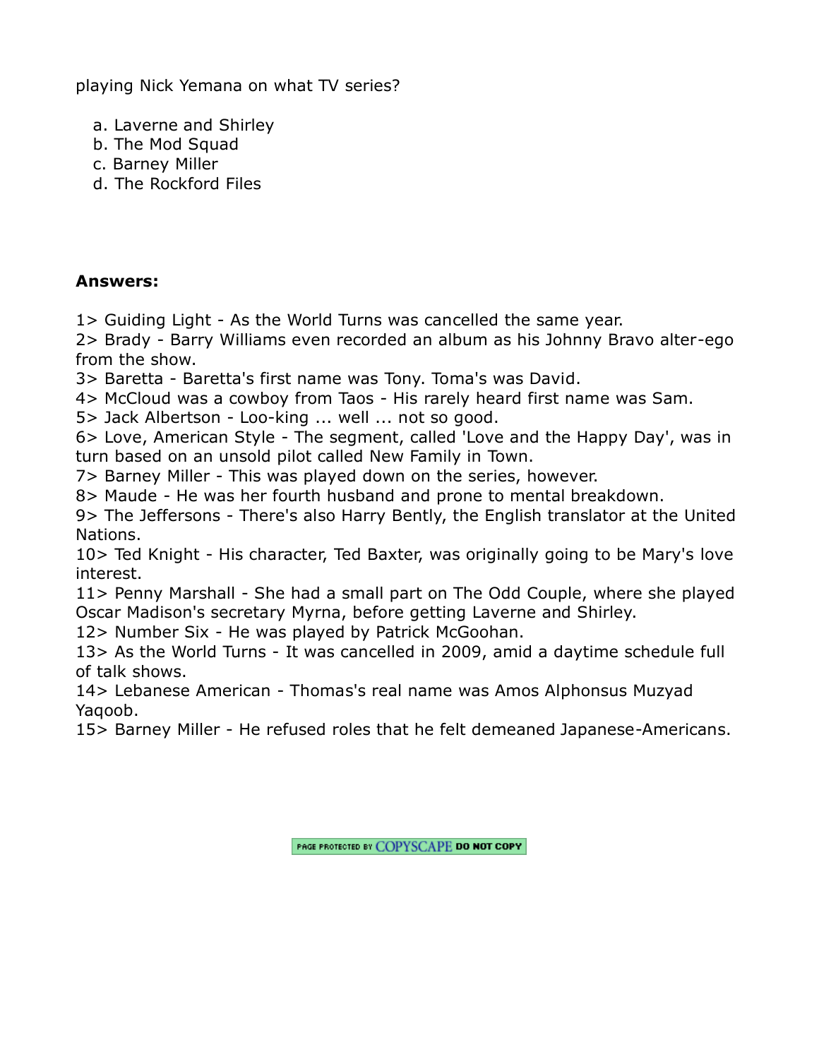playing Nick Yemana on what TV series?

a. Laverne and Shirley
b. The Mod Squad
c. Barney Miller
d. The Rockford Files

**Answers:**

1> Guiding Light - As the World Turns was cancelled the same year.
2> Brady - Barry Williams even recorded an album as his Johnny Bravo alter-ego from the show.
3> Baretta - Baretta's first name was Tony. Toma's was David.
4> McCloud was a cowboy from Taos - His rarely heard first name was Sam.
5> Jack Albertson - Loo-king ... well ... not so good.
6> Love, American Style - The segment, called 'Love and the Happy Day', was in turn based on an unsold pilot called New Family in Town.
7> Barney Miller - This was played down on the series, however.
8> Maude - He was her fourth husband and prone to mental breakdown.
9> The Jeffersons - There's also Harry Bently, the English translator at the United Nations.
10> Ted Knight - His character, Ted Baxter, was originally going to be Mary's love interest.
11> Penny Marshall - She had a small part on The Odd Couple, where she played Oscar Madison's secretary Myrna, before getting Laverne and Shirley.
12> Number Six - He was played by Patrick McGoohan.
13> As the World Turns - It was cancelled in 2009, amid a daytime schedule full of talk shows.
14> Lebanese American - Thomas's real name was Amos Alphonsus Muzyad Yaqoob.
15> Barney Miller - He refused roles that he felt demeaned Japanese-Americans.

PAGE PROTECTED BY COPYSCAPE DO NOT COPY